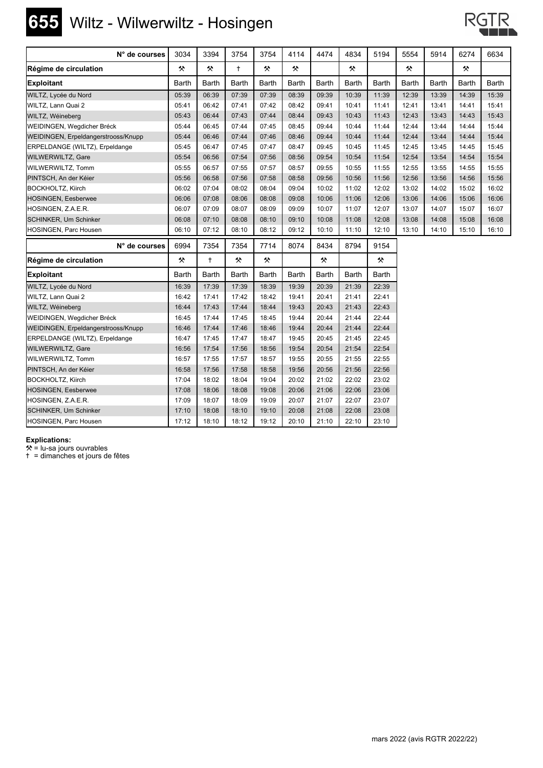# 655 Wiltz - Wilwerwiltz - Hosingen

RGTR

| N° de courses | 3034 | 3394 | 3754 | 3754 | 4114 | 4474 | 4834 | 5194 | 5554 | 5914 | 6274 | 6634 |
|---|---|---|---|---|---|---|---|---|---|---|---|---|
| **Régime de circulation** | ⚒ | ⚒ | † | ⚒ | ⚒ | | ⚒ | | ⚒ | | ⚒ | |
| **Exploitant** | Barth | Barth | Barth | Barth | Barth | Barth | Barth | Barth | Barth | Barth | Barth | Barth |
| WILTZ, Lycée du Nord | 05:39 | 06:39 | 07:39 | 07:39 | 08:39 | 09:39 | 10:39 | 11:39 | 12:39 | 13:39 | 14:39 | 15:39 |
| WILTZ, Lann Quai 2 | 05:41 | 06:42 | 07:41 | 07:42 | 08:42 | 09:41 | 10:41 | 11:41 | 12:41 | 13:41 | 14:41 | 15:41 |
| WILTZ, Wéineberg | 05:43 | 06:44 | 07:43 | 07:44 | 08:44 | 09:43 | 10:43 | 11:43 | 12:43 | 13:43 | 14:43 | 15:43 |
| WEIDINGEN, Wegdicher Bréck | 05:44 | 06:45 | 07:44 | 07:45 | 08:45 | 09:44 | 10:44 | 11:44 | 12:44 | 13:44 | 14:44 | 15:44 |
| WEIDINGEN, Erpeldangerstrooss/Knupp | 05:44 | 06:46 | 07:44 | 07:46 | 08:46 | 09:44 | 10:44 | 11:44 | 12:44 | 13:44 | 14:44 | 15:44 |
| ERPELDANGE (WILTZ), Erpeldange | 05:45 | 06:47 | 07:45 | 07:47 | 08:47 | 09:45 | 10:45 | 11:45 | 12:45 | 13:45 | 14:45 | 15:45 |
| WILWERWILTZ, Gare | 05:54 | 06:56 | 07:54 | 07:56 | 08:56 | 09:54 | 10:54 | 11:54 | 12:54 | 13:54 | 14:54 | 15:54 |
| WILWERWILTZ, Tomm | 05:55 | 06:57 | 07:55 | 07:57 | 08:57 | 09:55 | 10:55 | 11:55 | 12:55 | 13:55 | 14:55 | 15:55 |
| PINTSCH, An der Kéier | 05:56 | 06:58 | 07:56 | 07:58 | 08:58 | 09:56 | 10:56 | 11:56 | 12:56 | 13:56 | 14:56 | 15:56 |
| BOCKHOLTZ, Kiirch | 06:02 | 07:04 | 08:02 | 08:04 | 09:04 | 10:02 | 11:02 | 12:02 | 13:02 | 14:02 | 15:02 | 16:02 |
| HOSINGEN, Eesberwee | 06:06 | 07:08 | 08:06 | 08:08 | 09:08 | 10:06 | 11:06 | 12:06 | 13:06 | 14:06 | 15:06 | 16:06 |
| HOSINGEN, Z.A.E.R. | 06:07 | 07:09 | 08:07 | 08:09 | 09:09 | 10:07 | 11:07 | 12:07 | 13:07 | 14:07 | 15:07 | 16:07 |
| SCHINKER, Um Schinker | 06:08 | 07:10 | 08:08 | 08:10 | 09:10 | 10:08 | 11:08 | 12:08 | 13:08 | 14:08 | 15:08 | 16:08 |
| HOSINGEN, Parc Housen | 06:10 | 07:12 | 08:10 | 08:12 | 09:12 | 10:10 | 11:10 | 12:10 | 13:10 | 14:10 | 15:10 | 16:10 |

| N° de courses | 6994 | 7354 | 7354 | 7714 | 8074 | 8434 | 8794 | 9154 |
|---|---|---|---|---|---|---|---|---|
| **Régime de circulation** | ⚒ | † | ⚒ | ⚒ | | ⚒ | | ⚒ |
| **Exploitant** | Barth | Barth | Barth | Barth | Barth | Barth | Barth | Barth |
| WILTZ, Lycée du Nord | 16:39 | 17:39 | 17:39 | 18:39 | 19:39 | 20:39 | 21:39 | 22:39 |
| WILTZ, Lann Quai 2 | 16:42 | 17:41 | 17:42 | 18:42 | 19:41 | 20:41 | 21:41 | 22:41 |
| WILTZ, Wéineberg | 16:44 | 17:43 | 17:44 | 18:44 | 19:43 | 20:43 | 21:43 | 22:43 |
| WEIDINGEN, Wegdicher Bréck | 16:45 | 17:44 | 17:45 | 18:45 | 19:44 | 20:44 | 21:44 | 22:44 |
| WEIDINGEN, Erpeldangerstrooss/Knupp | 16:46 | 17:44 | 17:46 | 18:46 | 19:44 | 20:44 | 21:44 | 22:44 |
| ERPELDANGE (WILTZ), Erpeldange | 16:47 | 17:45 | 17:47 | 18:47 | 19:45 | 20:45 | 21:45 | 22:45 |
| WILWERWILTZ, Gare | 16:56 | 17:54 | 17:56 | 18:56 | 19:54 | 20:54 | 21:54 | 22:54 |
| WILWERWILTZ, Tomm | 16:57 | 17:55 | 17:57 | 18:57 | 19:55 | 20:55 | 21:55 | 22:55 |
| PINTSCH, An der Kéier | 16:58 | 17:56 | 17:58 | 18:58 | 19:56 | 20:56 | 21:56 | 22:56 |
| BOCKHOLTZ, Kiirch | 17:04 | 18:02 | 18:04 | 19:04 | 20:02 | 21:02 | 22:02 | 23:02 |
| HOSINGEN, Eesberwee | 17:08 | 18:06 | 18:08 | 19:08 | 20:06 | 21:06 | 22:06 | 23:06 |
| HOSINGEN, Z.A.E.R. | 17:09 | 18:07 | 18:09 | 19:09 | 20:07 | 21:07 | 22:07 | 23:07 |
| SCHINKER, Um Schinker | 17:10 | 18:08 | 18:10 | 19:10 | 20:08 | 21:08 | 22:08 | 23:08 |
| HOSINGEN, Parc Housen | 17:12 | 18:10 | 18:12 | 19:12 | 20:10 | 21:10 | 22:10 | 23:10 |

**Explications:**

⚒ = lu-sa jours ouvrables

† = dimanches et jours de fêtes

mars 2022 (avis RGTR 2022/22)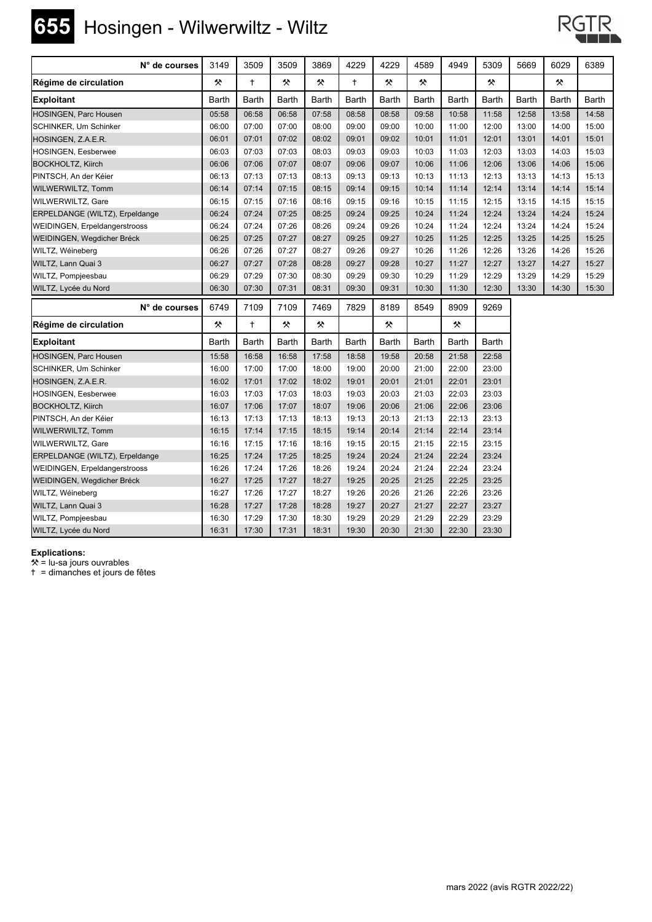# 655 Hosingen - Wilwerwiltz - Wiltz

RGTR

| N° de courses | 3149 | 3509 | 3509 | 3869 | 4229 | 4229 | 4589 | 4949 | 5309 | 5669 | 6029 | 6389 |
|---|---|---|---|---|---|---|---|---|---|---|---|---|
| Régime de circulation | ⚒ | † | ⚒ | ⚒ | † | ⚒ | ⚒ | | ⚒ | | ⚒ | |
| Exploitant | Barth | Barth | Barth | Barth | Barth | Barth | Barth | Barth | Barth | Barth | Barth | Barth |
| HOSINGEN, Parc Housen | 05:58 | 06:58 | 06:58 | 07:58 | 08:58 | 08:58 | 09:58 | 10:58 | 11:58 | 12:58 | 13:58 | 14:58 |
| SCHINKER, Um Schinker | 06:00 | 07:00 | 07:00 | 08:00 | 09:00 | 09:00 | 10:00 | 11:00 | 12:00 | 13:00 | 14:00 | 15:00 |
| HOSINGEN, Z.A.E.R. | 06:01 | 07:01 | 07:02 | 08:02 | 09:01 | 09:02 | 10:01 | 11:01 | 12:01 | 13:01 | 14:01 | 15:01 |
| HOSINGEN, Eesberwee | 06:03 | 07:03 | 07:03 | 08:03 | 09:03 | 09:03 | 10:03 | 11:03 | 12:03 | 13:03 | 14:03 | 15:03 |
| BOCKHOLTZ, Kiirch | 06:06 | 07:06 | 07:07 | 08:07 | 09:06 | 09:07 | 10:06 | 11:06 | 12:06 | 13:06 | 14:06 | 15:06 |
| PINTSCH, An der Kéier | 06:13 | 07:13 | 07:13 | 08:13 | 09:13 | 09:13 | 10:13 | 11:13 | 12:13 | 13:13 | 14:13 | 15:13 |
| WILWERWILTZ, Tomm | 06:14 | 07:14 | 07:15 | 08:15 | 09:14 | 09:15 | 10:14 | 11:14 | 12:14 | 13:14 | 14:14 | 15:14 |
| WILWERWILTZ, Gare | 06:15 | 07:15 | 07:16 | 08:16 | 09:15 | 09:16 | 10:15 | 11:15 | 12:15 | 13:15 | 14:15 | 15:15 |
| ERPELDANGE (WILTZ), Erpeldange | 06:24 | 07:24 | 07:25 | 08:25 | 09:24 | 09:25 | 10:24 | 11:24 | 12:24 | 13:24 | 14:24 | 15:24 |
| WEIDINGEN, Erpeldangerstrooss | 06:24 | 07:24 | 07:26 | 08:26 | 09:24 | 09:26 | 10:24 | 11:24 | 12:24 | 13:24 | 14:24 | 15:24 |
| WEIDINGEN, Wegdicher Bréck | 06:25 | 07:25 | 07:27 | 08:27 | 09:25 | 09:27 | 10:25 | 11:25 | 12:25 | 13:25 | 14:25 | 15:25 |
| WILTZ, Wéineberg | 06:26 | 07:26 | 07:27 | 08:27 | 09:26 | 09:27 | 10:26 | 11:26 | 12:26 | 13:26 | 14:26 | 15:26 |
| WILTZ, Lann Quai 3 | 06:27 | 07:27 | 07:28 | 08:28 | 09:27 | 09:28 | 10:27 | 11:27 | 12:27 | 13:27 | 14:27 | 15:27 |
| WILTZ, Pompjeesbau | 06:29 | 07:29 | 07:30 | 08:30 | 09:29 | 09:30 | 10:29 | 11:29 | 12:29 | 13:29 | 14:29 | 15:29 |
| WILTZ, Lycée du Nord | 06:30 | 07:30 | 07:31 | 08:31 | 09:30 | 09:31 | 10:30 | 11:30 | 12:30 | 13:30 | 14:30 | 15:30 |

| N° de courses | 6749 | 7109 | 7109 | 7469 | 7829 | 8189 | 8549 | 8909 | 9269 |
|---|---|---|---|---|---|---|---|---|---|
| Régime de circulation | ⚒ | † | ⚒ | ⚒ | | ⚒ | | ⚒ | |
| Exploitant | Barth | Barth | Barth | Barth | Barth | Barth | Barth | Barth | Barth |
| HOSINGEN, Parc Housen | 15:58 | 16:58 | 16:58 | 17:58 | 18:58 | 19:58 | 20:58 | 21:58 | 22:58 |
| SCHINKER, Um Schinker | 16:00 | 17:00 | 17:00 | 18:00 | 19:00 | 20:00 | 21:00 | 22:00 | 23:00 |
| HOSINGEN, Z.A.E.R. | 16:02 | 17:01 | 17:02 | 18:02 | 19:01 | 20:01 | 21:01 | 22:01 | 23:01 |
| HOSINGEN, Eesberwee | 16:03 | 17:03 | 17:03 | 18:03 | 19:03 | 20:03 | 21:03 | 22:03 | 23:03 |
| BOCKHOLTZ, Kiirch | 16:07 | 17:06 | 17:07 | 18:07 | 19:06 | 20:06 | 21:06 | 22:06 | 23:06 |
| PINTSCH, An der Kéier | 16:13 | 17:13 | 17:13 | 18:13 | 19:13 | 20:13 | 21:13 | 22:13 | 23:13 |
| WILWERWILTZ, Tomm | 16:15 | 17:14 | 17:15 | 18:15 | 19:14 | 20:14 | 21:14 | 22:14 | 23:14 |
| WILWERWILTZ, Gare | 16:16 | 17:15 | 17:16 | 18:16 | 19:15 | 20:15 | 21:15 | 22:15 | 23:15 |
| ERPELDANGE (WILTZ), Erpeldange | 16:25 | 17:24 | 17:25 | 18:25 | 19:24 | 20:24 | 21:24 | 22:24 | 23:24 |
| WEIDINGEN, Erpeldangerstrooss | 16:26 | 17:24 | 17:26 | 18:26 | 19:24 | 20:24 | 21:24 | 22:24 | 23:24 |
| WEIDINGEN, Wegdicher Bréck | 16:27 | 17:25 | 17:27 | 18:27 | 19:25 | 20:25 | 21:25 | 22:25 | 23:25 |
| WILTZ, Wéineberg | 16:27 | 17:26 | 17:27 | 18:27 | 19:26 | 20:26 | 21:26 | 22:26 | 23:26 |
| WILTZ, Lann Quai 3 | 16:28 | 17:27 | 17:28 | 18:28 | 19:27 | 20:27 | 21:27 | 22:27 | 23:27 |
| WILTZ, Pompjeesbau | 16:30 | 17:29 | 17:30 | 18:30 | 19:29 | 20:29 | 21:29 | 22:29 | 23:29 |
| WILTZ, Lycée du Nord | 16:31 | 17:30 | 17:31 | 18:31 | 19:30 | 20:30 | 21:30 | 22:30 | 23:30 |

**Explications:**
⚒ = lu-sa jours ouvrables
† = dimanches et jours de fêtes

mars 2022 (avis RGTR 2022/22)